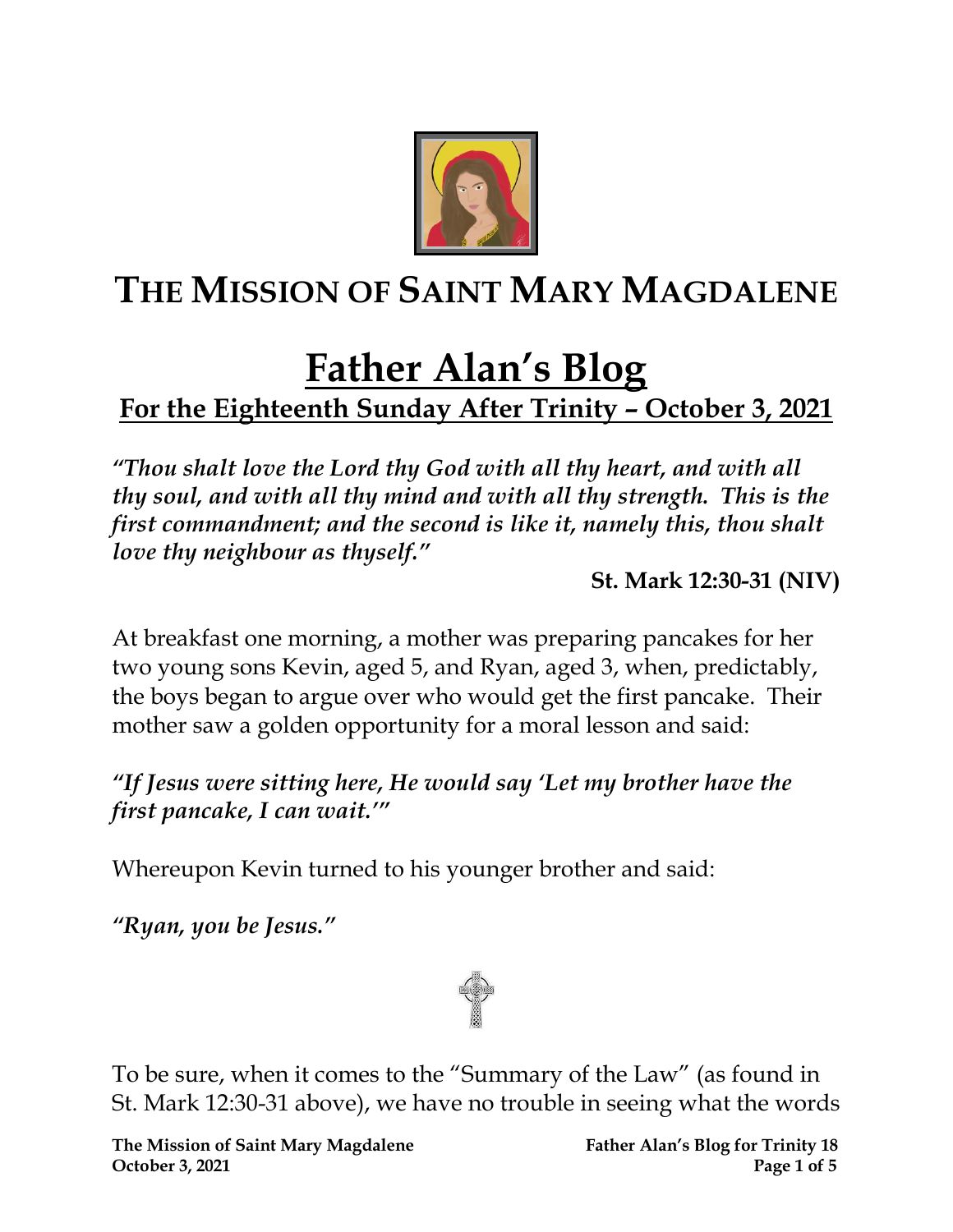# THE MISSION OF SAINT MARY MAGDALENE

# Father Alan's Blog

## For the Eighteenth Sunday After Trinity – October 3, 2021

***"Thou shalt love the Lord thy God with all thy heart, and with all thy soul, and with all thy mind and with all thy strength. This is the first commandment; and the second is like it, namely this, thou shalt love thy neighbour as thyself."***

**St. Mark 12:30-31 (NIV)**

At breakfast one morning, a mother was preparing pancakes for her two young sons Kevin, aged 5, and Ryan, aged 3, when, predictably, the boys began to argue over who would get the first pancake. Their mother saw a golden opportunity for a moral lesson and said:

***"If Jesus were sitting here, He would say 'Let my brother have the first pancake, I can wait.'"***

Whereupon Kevin turned to his younger brother and said:

***"Ryan, you be Jesus."***

To be sure, when it comes to the "Summary of the Law" (as found in St. Mark 12:30-31 above), we have no trouble in seeing what the words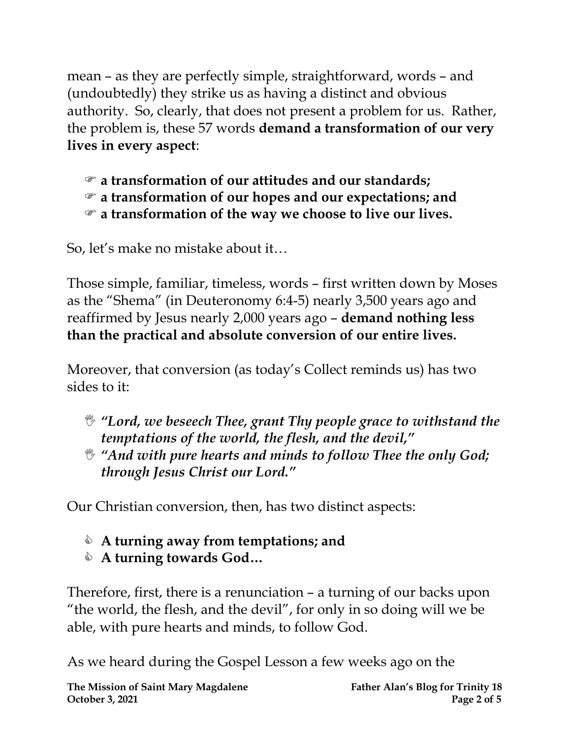mean – as they are perfectly simple, straightforward, words – and (undoubtedly) they strike us as having a distinct and obvious authority. So, clearly, that does not present a problem for us. Rather, the problem is, these 57 words **demand a transformation of our very lives in every aspect**:

- ☞ **a transformation of our attitudes and our standards;**
- ☞ **a transformation of our hopes and our expectations; and**
- ☞ **a transformation of the way we choose to live our lives.**

So, let's make no mistake about it…

Those simple, familiar, timeless, words – first written down by Moses as the "Shema" (in Deuteronomy 6:4-5) nearly 3,500 years ago and reaffirmed by Jesus nearly 2,000 years ago – **demand nothing less than the practical and absolute conversion of our entire lives.**

Moreover, that conversion (as today's Collect reminds us) has two sides to it:

- ***"Lord, we beseech Thee, grant Thy people grace to withstand the temptations of the world, the flesh, and the devil,"***
- ***"And with pure hearts and minds to follow Thee the only God; through Jesus Christ our Lord."***

Our Christian conversion, then, has two distinct aspects:

- **A turning away from temptations; and**
- **A turning towards God…**

Therefore, first, there is a renunciation – a turning of our backs upon "the world, the flesh, and the devil", for only in so doing will we be able, with pure hearts and minds, to follow God.

As we heard during the Gospel Lesson a few weeks ago on the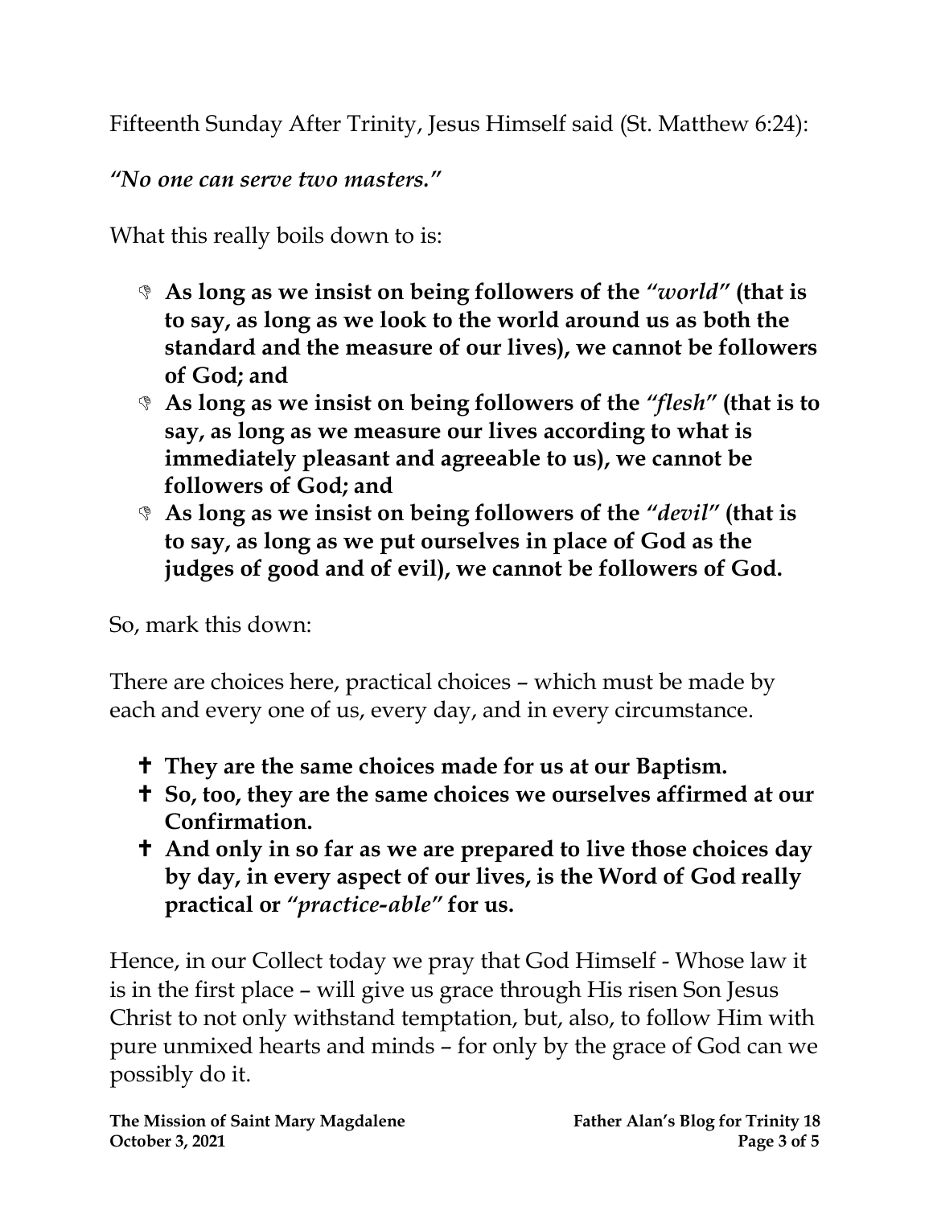Fifteenth Sunday After Trinity, Jesus Himself said (St. Matthew 6:24):

*"No one can serve two masters."*

What this really boils down to is:

- **As long as we insist on being followers of the *"world"* (that is to say, as long as we look to the world around us as both the standard and the measure of our lives), we cannot be followers of God; and**
- **As long as we insist on being followers of the *"flesh"* (that is to say, as long as we measure our lives according to what is immediately pleasant and agreeable to us), we cannot be followers of God; and**
- **As long as we insist on being followers of the *"devil"* (that is to say, as long as we put ourselves in place of God as the judges of good and of evil), we cannot be followers of God.**

So, mark this down:

There are choices here, practical choices – which must be made by each and every one of us, every day, and in every circumstance.

- ✝ **They are the same choices made for us at our Baptism.**
- ✝ **So, too, they are the same choices we ourselves affirmed at our Confirmation.**
- ✝ **And only in so far as we are prepared to live those choices day by day, in every aspect of our lives, is the Word of God really practical or *"practice-able"* for us.**

Hence, in our Collect today we pray that God Himself - Whose law it is in the first place – will give us grace through His risen Son Jesus Christ to not only withstand temptation, but, also, to follow Him with pure unmixed hearts and minds – for only by the grace of God can we possibly do it.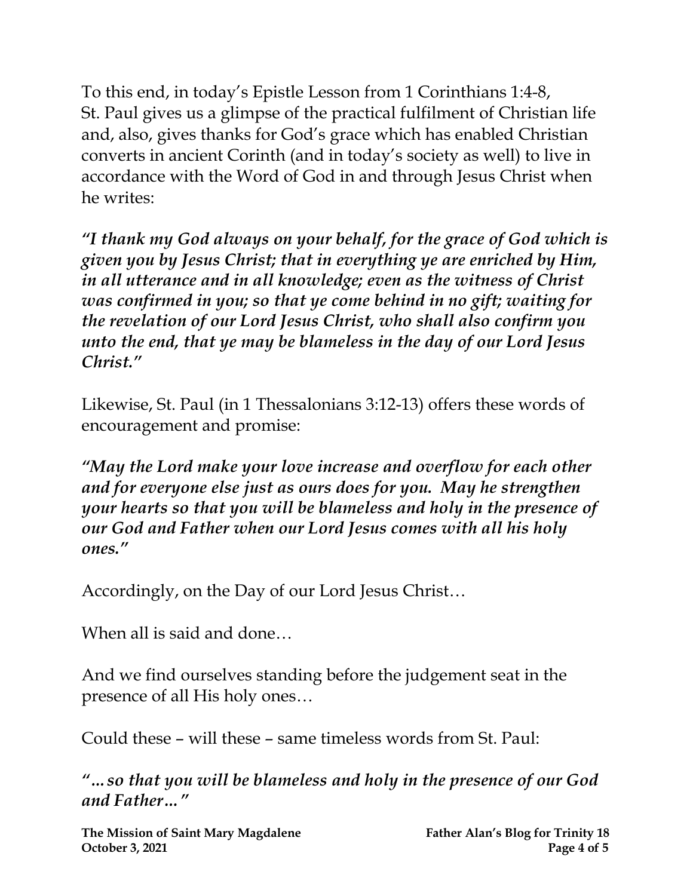To this end, in today's Epistle Lesson from 1 Corinthians 1:4-8, St. Paul gives us a glimpse of the practical fulfilment of Christian life and, also, gives thanks for God's grace which has enabled Christian converts in ancient Corinth (and in today's society as well) to live in accordance with the Word of God in and through Jesus Christ when he writes:

***"I thank my God always on your behalf, for the grace of God which is given you by Jesus Christ; that in everything ye are enriched by Him, in all utterance and in all knowledge; even as the witness of Christ was confirmed in you; so that ye come behind in no gift; waiting for the revelation of our Lord Jesus Christ, who shall also confirm you unto the end, that ye may be blameless in the day of our Lord Jesus Christ."***

Likewise, St. Paul (in 1 Thessalonians 3:12-13) offers these words of encouragement and promise:

***"May the Lord make your love increase and overflow for each other and for everyone else just as ours does for you. May he strengthen your hearts so that you will be blameless and holy in the presence of our God and Father when our Lord Jesus comes with all his holy ones."***

Accordingly, on the Day of our Lord Jesus Christ…

When all is said and done…

And we find ourselves standing before the judgement seat in the presence of all His holy ones…

Could these – will these – same timeless words from St. Paul:

***"…so that you will be blameless and holy in the presence of our God and Father…"***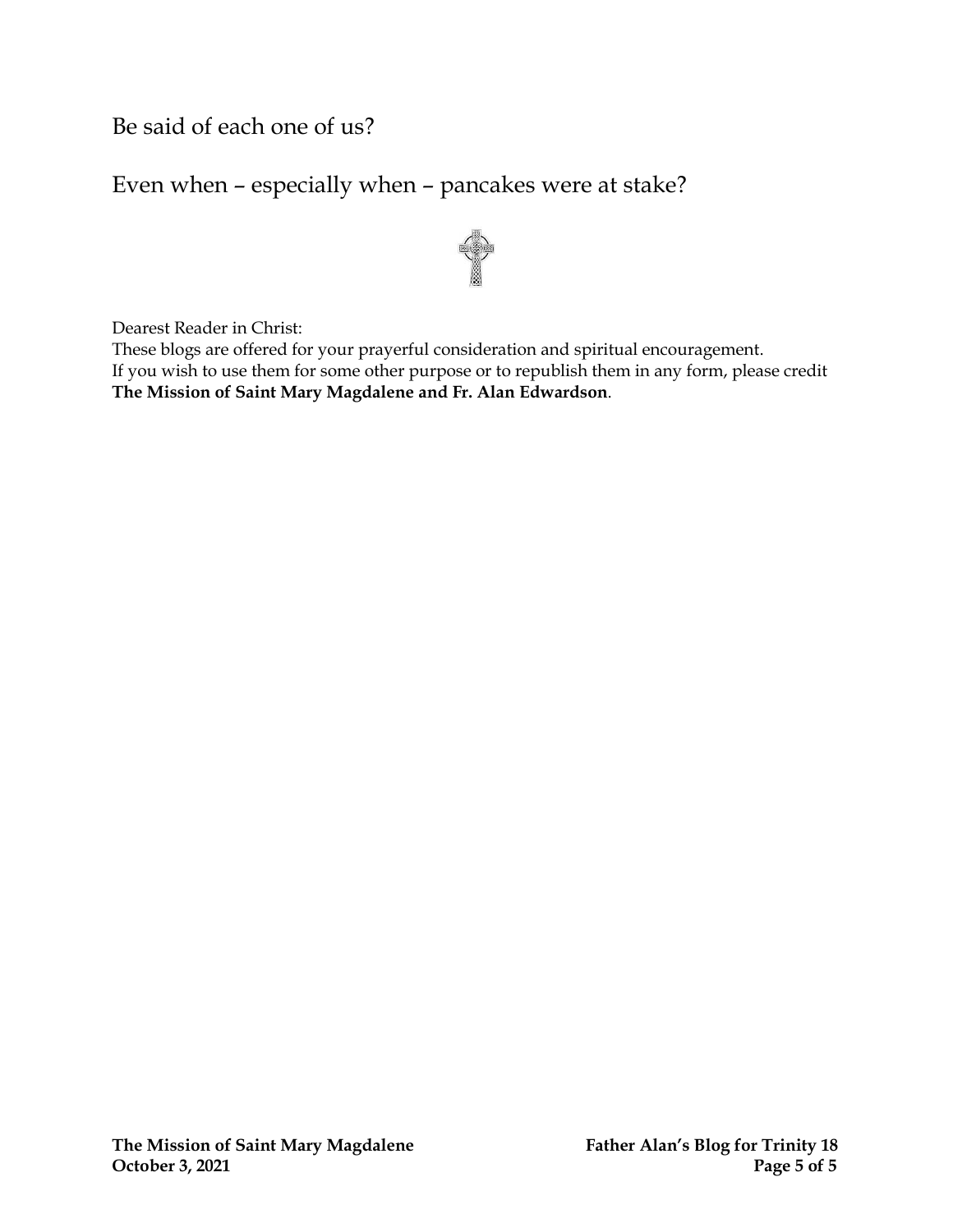Be said of each one of us?

Even when – especially when – pancakes were at stake?

Dearest Reader in Christ:
These blogs are offered for your prayerful consideration and spiritual encouragement.
If you wish to use them for some other purpose or to republish them in any form, please credit **The Mission of Saint Mary Magdalene and Fr. Alan Edwardson**.